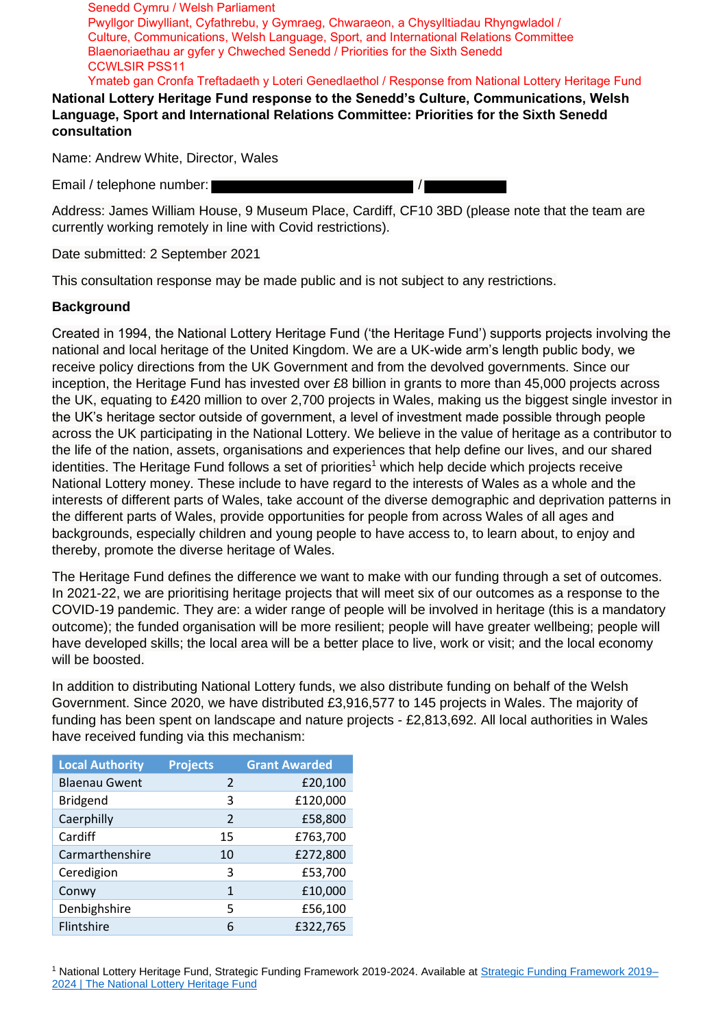Senedd Cymru / Welsh Parliament
Pwyllgor Diwylliant, Cyfathrebu, y Gymraeg, Chwaraeon, a Chysylltiadau Rhyngwladol /
Culture, Communications, Welsh Language, Sport, and International Relations Committee
Blaenoriaethau ar gyfer y Chweched Senedd / Priorities for the Sixth Senedd
CCWLSIR PSS11
Ymateb gan Cronfa Treftadaeth y Loteri Genedlaethol / Response from National Lottery Heritage Fund

**National Lottery Heritage Fund response to the Senedd's Culture, Communications, Welsh Language, Sport and International Relations Committee: Priorities for the Sixth Senedd consultation**

Name: Andrew White, Director, Wales

Email / telephone number: [redacted] / [redacted]

Address: James William House, 9 Museum Place, Cardiff, CF10 3BD (please note that the team are currently working remotely in line with Covid restrictions).

Date submitted: 2 September 2021

This consultation response may be made public and is not subject to any restrictions.

**Background**

Created in 1994, the National Lottery Heritage Fund ('the Heritage Fund') supports projects involving the national and local heritage of the United Kingdom. We are a UK-wide arm's length public body, we receive policy directions from the UK Government and from the devolved governments. Since our inception, the Heritage Fund has invested over £8 billion in grants to more than 45,000 projects across the UK, equating to £420 million to over 2,700 projects in Wales, making us the biggest single investor in the UK's heritage sector outside of government, a level of investment made possible through people across the UK participating in the National Lottery. We believe in the value of heritage as a contributor to the life of the nation, assets, organisations and experiences that help define our lives, and our shared identities. The Heritage Fund follows a set of priorities[1] which help decide which projects receive National Lottery money. These include to have regard to the interests of Wales as a whole and the interests of different parts of Wales, take account of the diverse demographic and deprivation patterns in the different parts of Wales, provide opportunities for people from across Wales of all ages and backgrounds, especially children and young people to have access to, to learn about, to enjoy and thereby, promote the diverse heritage of Wales.

The Heritage Fund defines the difference we want to make with our funding through a set of outcomes. In 2021-22, we are prioritising heritage projects that will meet six of our outcomes as a response to the COVID-19 pandemic. They are: a wider range of people will be involved in heritage (this is a mandatory outcome); the funded organisation will be more resilient; people will have greater wellbeing; people will have developed skills; the local area will be a better place to live, work or visit; and the local economy will be boosted.

In addition to distributing National Lottery funds, we also distribute funding on behalf of the Welsh Government. Since 2020, we have distributed £3,916,577 to 145 projects in Wales. The majority of funding has been spent on landscape and nature projects - £2,813,692. All local authorities in Wales have received funding via this mechanism:

| Local Authority | Projects | Grant Awarded |
|---|---|---|
| Blaenau Gwent | 2 | £20,100 |
| Bridgend | 3 | £120,000 |
| Caerphilly | 2 | £58,800 |
| Cardiff | 15 | £763,700 |
| Carmarthenshire | 10 | £272,800 |
| Ceredigion | 3 | £53,700 |
| Conwy | 1 | £10,000 |
| Denbighshire | 5 | £56,100 |
| Flintshire | 6 | £322,765 |

[1] National Lottery Heritage Fund, Strategic Funding Framework 2019-2024. Available at [Strategic Funding Framework 2019–2024 | The National Lottery Heritage Fund]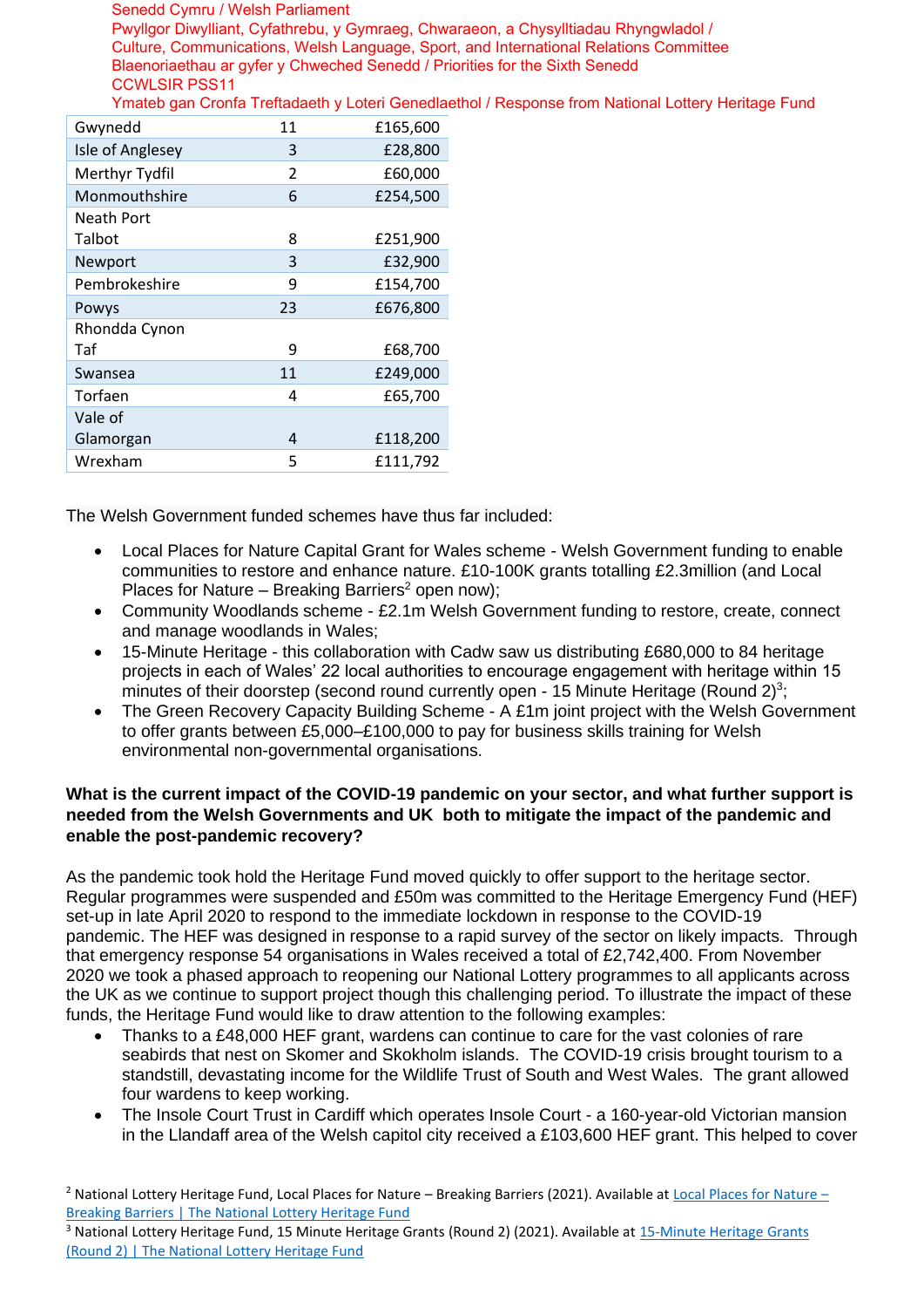Senedd Cymru / Welsh Parliament
Pwyllgor Diwylliant, Cyfathrebu, y Gymraeg, Chwaraeon, a Chysylltiadau Rhyngwladol / Culture, Communications, Welsh Language, Sport, and International Relations Committee
Blaenoriaethau ar gyfer y Chweched Senedd / Priorities for the Sixth Senedd
CCWLSIR PSS11
Ymateb gan Cronfa Treftadaeth y Loteri Genedlaethol / Response from National Lottery Heritage Fund

| | | |
|---|---|---|
| Gwynedd | 11 | £165,600 |
| Isle of Anglesey | 3 | £28,800 |
| Merthyr Tydfil | 2 | £60,000 |
| Monmouthshire | 6 | £254,500 |
| Neath Port Talbot | 8 | £251,900 |
| Newport | 3 | £32,900 |
| Pembrokeshire | 9 | £154,700 |
| Powys | 23 | £676,800 |
| Rhondda Cynon Taf | 9 | £68,700 |
| Swansea | 11 | £249,000 |
| Torfaen | 4 | £65,700 |
| Vale of Glamorgan | 4 | £118,200 |
| Wrexham | 5 | £111,792 |

The Welsh Government funded schemes have thus far included:

- Local Places for Nature Capital Grant for Wales scheme - Welsh Government funding to enable communities to restore and enhance nature. £10-100K grants totalling £2.3million (and Local Places for Nature – Breaking Barriers[2] open now);
- Community Woodlands scheme - £2.1m Welsh Government funding to restore, create, connect and manage woodlands in Wales;
- 15-Minute Heritage - this collaboration with Cadw saw us distributing £680,000 to 84 heritage projects in each of Wales' 22 local authorities to encourage engagement with heritage within 15 minutes of their doorstep (second round currently open - 15 Minute Heritage (Round 2)[3];
- The Green Recovery Capacity Building Scheme - A £1m joint project with the Welsh Government to offer grants between £5,000–£100,000 to pay for business skills training for Welsh environmental non-governmental organisations.

**What is the current impact of the COVID-19 pandemic on your sector, and what further support is needed from the Welsh Governments and UK both to mitigate the impact of the pandemic and enable the post-pandemic recovery?**

As the pandemic took hold the Heritage Fund moved quickly to offer support to the heritage sector. Regular programmes were suspended and £50m was committed to the Heritage Emergency Fund (HEF) set-up in late April 2020 to respond to the immediate lockdown in response to the COVID-19 pandemic. The HEF was designed in response to a rapid survey of the sector on likely impacts. Through that emergency response 54 organisations in Wales received a total of £2,742,400. From November 2020 we took a phased approach to reopening our National Lottery programmes to all applicants across the UK as we continue to support project though this challenging period. To illustrate the impact of these funds, the Heritage Fund would like to draw attention to the following examples:

- Thanks to a £48,000 HEF grant, wardens can continue to care for the vast colonies of rare seabirds that nest on Skomer and Skokholm islands. The COVID-19 crisis brought tourism to a standstill, devastating income for the Wildlife Trust of South and West Wales. The grant allowed four wardens to keep working.
- The Insole Court Trust in Cardiff which operates Insole Court - a 160-year-old Victorian mansion in the Llandaff area of the Welsh capitol city received a £103,600 HEF grant. This helped to cover

[2] National Lottery Heritage Fund, Local Places for Nature – Breaking Barriers (2021). Available at Local Places for Nature – Breaking Barriers | The National Lottery Heritage Fund

[3] National Lottery Heritage Fund, 15 Minute Heritage Grants (Round 2) (2021). Available at 15-Minute Heritage Grants (Round 2) | The National Lottery Heritage Fund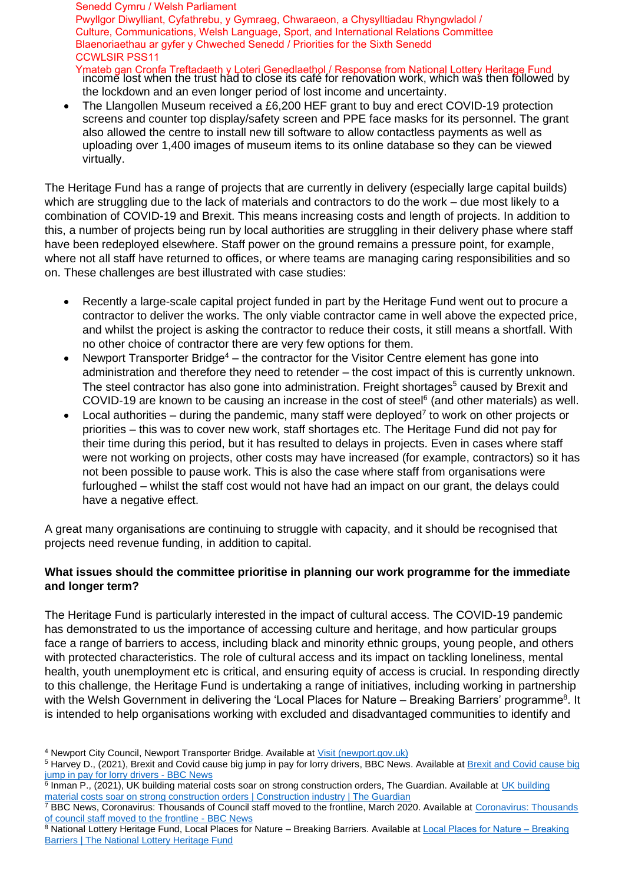income lost when the trust had to close its café for renovation work, which was then followed by the lockdown and an even longer period of lost income and uncertainty.

- The Llangollen Museum received a £6,200 HEF grant to buy and erect COVID-19 protection screens and counter top display/safety screen and PPE face masks for its personnel. The grant also allowed the centre to install new till software to allow contactless payments as well as uploading over 1,400 images of museum items to its online database so they can be viewed virtually.

The Heritage Fund has a range of projects that are currently in delivery (especially large capital builds) which are struggling due to the lack of materials and contractors to do the work – due most likely to a combination of COVID-19 and Brexit. This means increasing costs and length of projects. In addition to this, a number of projects being run by local authorities are struggling in their delivery phase where staff have been redeployed elsewhere. Staff power on the ground remains a pressure point, for example, where not all staff have returned to offices, or where teams are managing caring responsibilities and so on. These challenges are best illustrated with case studies:

- Recently a large-scale capital project funded in part by the Heritage Fund went out to procure a contractor to deliver the works. The only viable contractor came in well above the expected price, and whilst the project is asking the contractor to reduce their costs, it still means a shortfall. With no other choice of contractor there are very few options for them.
- Newport Transporter Bridge[4] – the contractor for the Visitor Centre element has gone into administration and therefore they need to retender – the cost impact of this is currently unknown. The steel contractor has also gone into administration. Freight shortages[5] caused by Brexit and COVID-19 are known to be causing an increase in the cost of steel[6] (and other materials) as well.
- Local authorities – during the pandemic, many staff were deployed[7] to work on other projects or priorities – this was to cover new work, staff shortages etc. The Heritage Fund did not pay for their time during this period, but it has resulted to delays in projects. Even in cases where staff were not working on projects, other costs may have increased (for example, contractors) so it has not been possible to pause work. This is also the case where staff from organisations were furloughed – whilst the staff cost would not have had an impact on our grant, the delays could have a negative effect.

A great many organisations are continuing to struggle with capacity, and it should be recognised that projects need revenue funding, in addition to capital.

**What issues should the committee prioritise in planning our work programme for the immediate and longer term?**

The Heritage Fund is particularly interested in the impact of cultural access. The COVID-19 pandemic has demonstrated to us the importance of accessing culture and heritage, and how particular groups face a range of barriers to access, including black and minority ethnic groups, young people, and others with protected characteristics. The role of cultural access and its impact on tackling loneliness, mental health, youth unemployment etc is critical, and ensuring equity of access is crucial. In responding directly to this challenge, the Heritage Fund is undertaking a range of initiatives, including working in partnership with the Welsh Government in delivering the 'Local Places for Nature – Breaking Barriers' programme[8]. It is intended to help organisations working with excluded and disadvantaged communities to identify and

---

[4] Newport City Council, Newport Transporter Bridge. Available at Visit (newport.gov.uk)

[5] Harvey D., (2021), Brexit and Covid cause big jump in pay for lorry drivers, BBC News. Available at Brexit and Covid cause big jump in pay for lorry drivers - BBC News

[6] Inman P., (2021), UK building material costs soar on strong construction orders, The Guardian. Available at UK building material costs soar on strong construction orders | Construction industry | The Guardian

[7] BBC News, Coronavirus: Thousands of Council staff moved to the frontline, March 2020. Available at Coronavirus: Thousands of council staff moved to the frontline - BBC News

[8] National Lottery Heritage Fund, Local Places for Nature – Breaking Barriers. Available at Local Places for Nature – Breaking Barriers | The National Lottery Heritage Fund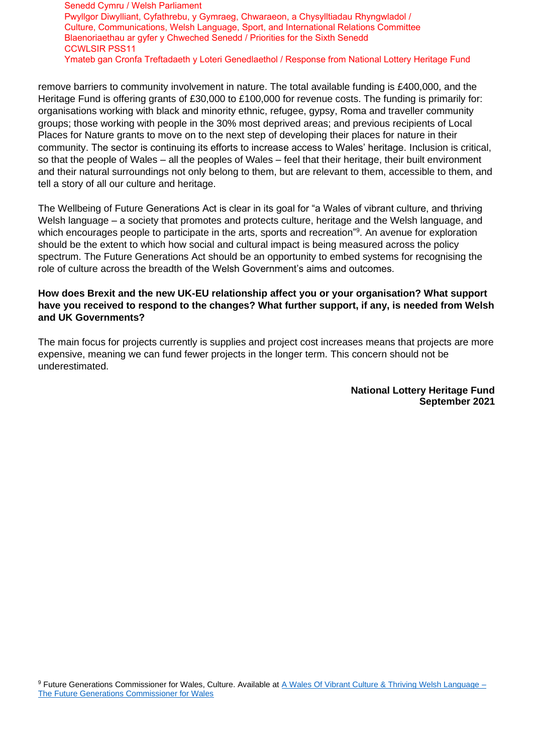remove barriers to community involvement in nature. The total available funding is £400,000, and the Heritage Fund is offering grants of £30,000 to £100,000 for revenue costs. The funding is primarily for: organisations working with black and minority ethnic, refugee, gypsy, Roma and traveller community groups; those working with people in the 30% most deprived areas; and previous recipients of Local Places for Nature grants to move on to the next step of developing their places for nature in their community. The sector is continuing its efforts to increase access to Wales' heritage. Inclusion is critical, so that the people of Wales – all the peoples of Wales – feel that their heritage, their built environment and their natural surroundings not only belong to them, but are relevant to them, accessible to them, and tell a story of all our culture and heritage.

The Wellbeing of Future Generations Act is clear in its goal for "a Wales of vibrant culture, and thriving Welsh language – a society that promotes and protects culture, heritage and the Welsh language, and which encourages people to participate in the arts, sports and recreation"[9]. An avenue for exploration should be the extent to which how social and cultural impact is being measured across the policy spectrum. The Future Generations Act should be an opportunity to embed systems for recognising the role of culture across the breadth of the Welsh Government's aims and outcomes.

**How does Brexit and the new UK-EU relationship affect you or your organisation? What support have you received to respond to the changes? What further support, if any, is needed from Welsh and UK Governments?**

The main focus for projects currently is supplies and project cost increases means that projects are more expensive, meaning we can fund fewer projects in the longer term. This concern should not be underestimated.

**National Lottery Heritage Fund**
**September 2021**

[9] Future Generations Commissioner for Wales, Culture. Available at [A Wales Of Vibrant Culture & Thriving Welsh Language – The Future Generations Commissioner for Wales]